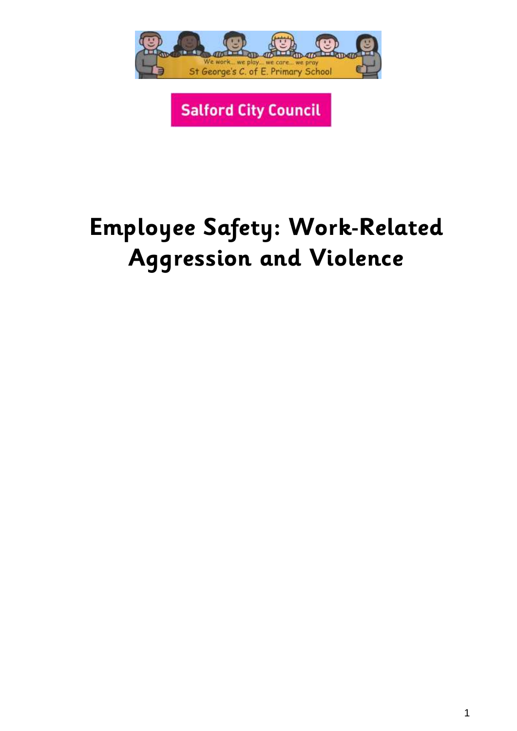We work... we play... we care... we pray
St George's C. of E. Primary School

Salford City Council

# Employee Safety: Work-Related Aggression and Violence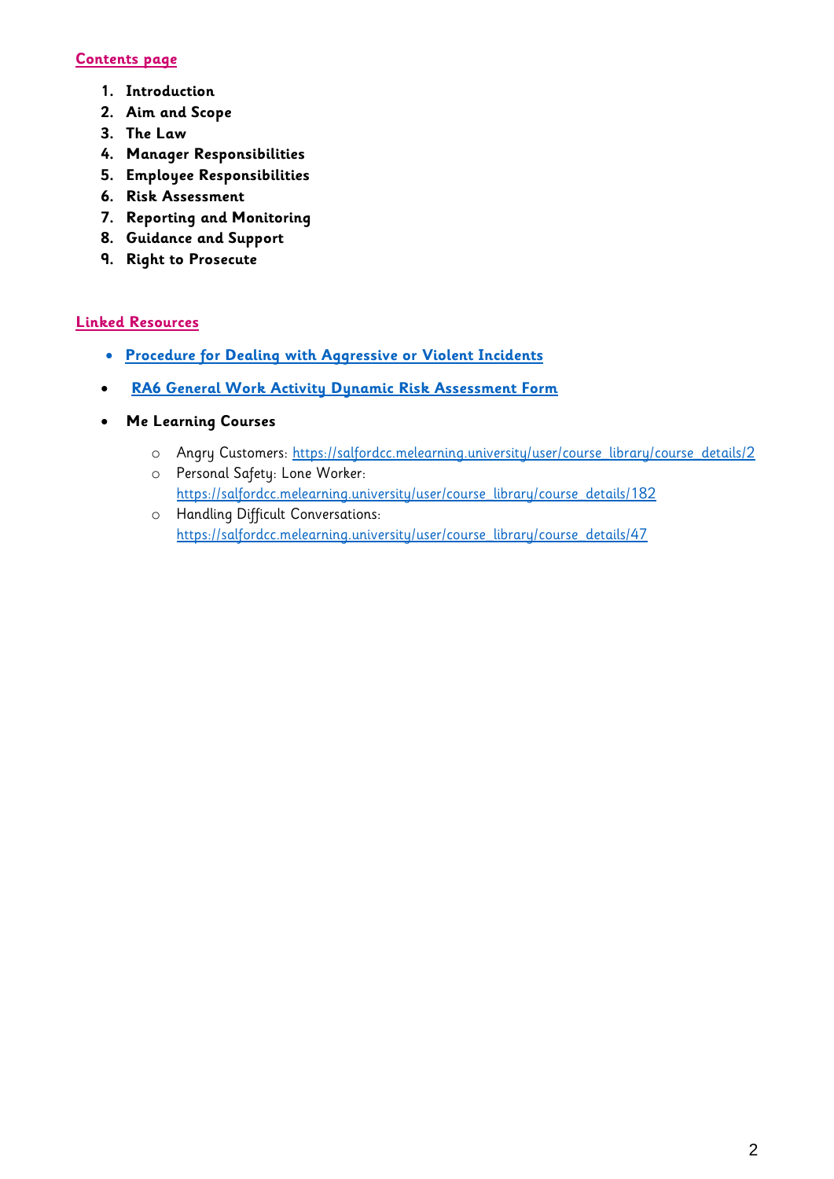## Contents page

1. **Introduction**
2. **Aim and Scope**
3. **The Law**
4. **Manager Responsibilities**
5. **Employee Responsibilities**
6. **Risk Assessment**
7. **Reporting and Monitoring**
8. **Guidance and Support**
9. **Right to Prosecute**

## Linked Resources

- **Procedure for Dealing with Aggressive or Violent Incidents**
- **RA6 General Work Activity Dynamic Risk Assessment Form**
- **Me Learning Courses**
  - Angry Customers: https://salfordcc.melearning.university/user/course_library/course_details/2
  - Personal Safety: Lone Worker: https://salfordcc.melearning.university/user/course_library/course_details/182
  - Handling Difficult Conversations: https://salfordcc.melearning.university/user/course_library/course_details/47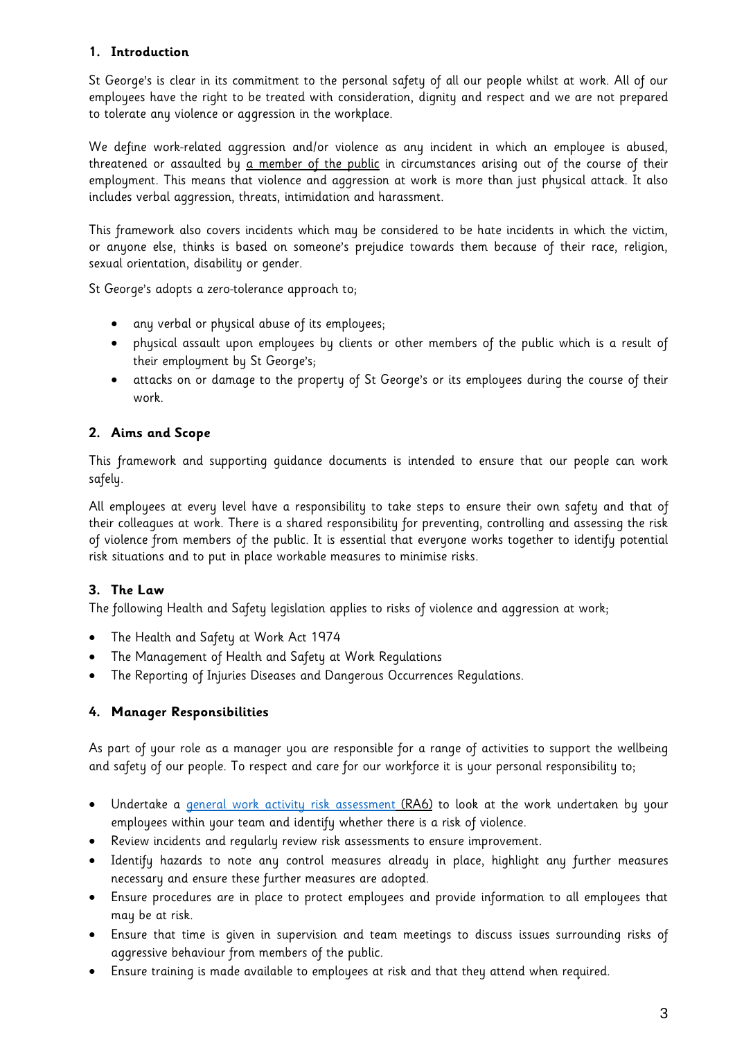## 1. Introduction

St George's is clear in its commitment to the personal safety of all our people whilst at work. All of our employees have the right to be treated with consideration, dignity and respect and we are not prepared to tolerate any violence or aggression in the workplace.

We define work-related aggression and/or violence as any incident in which an employee is abused, threatened or assaulted by a member of the public in circumstances arising out of the course of their employment. This means that violence and aggression at work is more than just physical attack. It also includes verbal aggression, threats, intimidation and harassment.

This framework also covers incidents which may be considered to be hate incidents in which the victim, or anyone else, thinks is based on someone's prejudice towards them because of their race, religion, sexual orientation, disability or gender.

St George's adopts a zero-tolerance approach to;

- any verbal or physical abuse of its employees;
- physical assault upon employees by clients or other members of the public which is a result of their employment by St George's;
- attacks on or damage to the property of St George's or its employees during the course of their work.

## 2. Aims and Scope

This framework and supporting guidance documents is intended to ensure that our people can work safely.

All employees at every level have a responsibility to take steps to ensure their own safety and that of their colleagues at work. There is a shared responsibility for preventing, controlling and assessing the risk of violence from members of the public. It is essential that everyone works together to identify potential risk situations and to put in place workable measures to minimise risks.

## 3. The Law

The following Health and Safety legislation applies to risks of violence and aggression at work;

- The Health and Safety at Work Act 1974
- The Management of Health and Safety at Work Regulations
- The Reporting of Injuries Diseases and Dangerous Occurrences Regulations.

## 4. Manager Responsibilities

As part of your role as a manager you are responsible for a range of activities to support the wellbeing and safety of our people. To respect and care for our workforce it is your personal responsibility to;

- Undertake a general work activity risk assessment (RA6) to look at the work undertaken by your employees within your team and identify whether there is a risk of violence.
- Review incidents and regularly review risk assessments to ensure improvement.
- Identify hazards to note any control measures already in place, highlight any further measures necessary and ensure these further measures are adopted.
- Ensure procedures are in place to protect employees and provide information to all employees that may be at risk.
- Ensure that time is given in supervision and team meetings to discuss issues surrounding risks of aggressive behaviour from members of the public.
- Ensure training is made available to employees at risk and that they attend when required.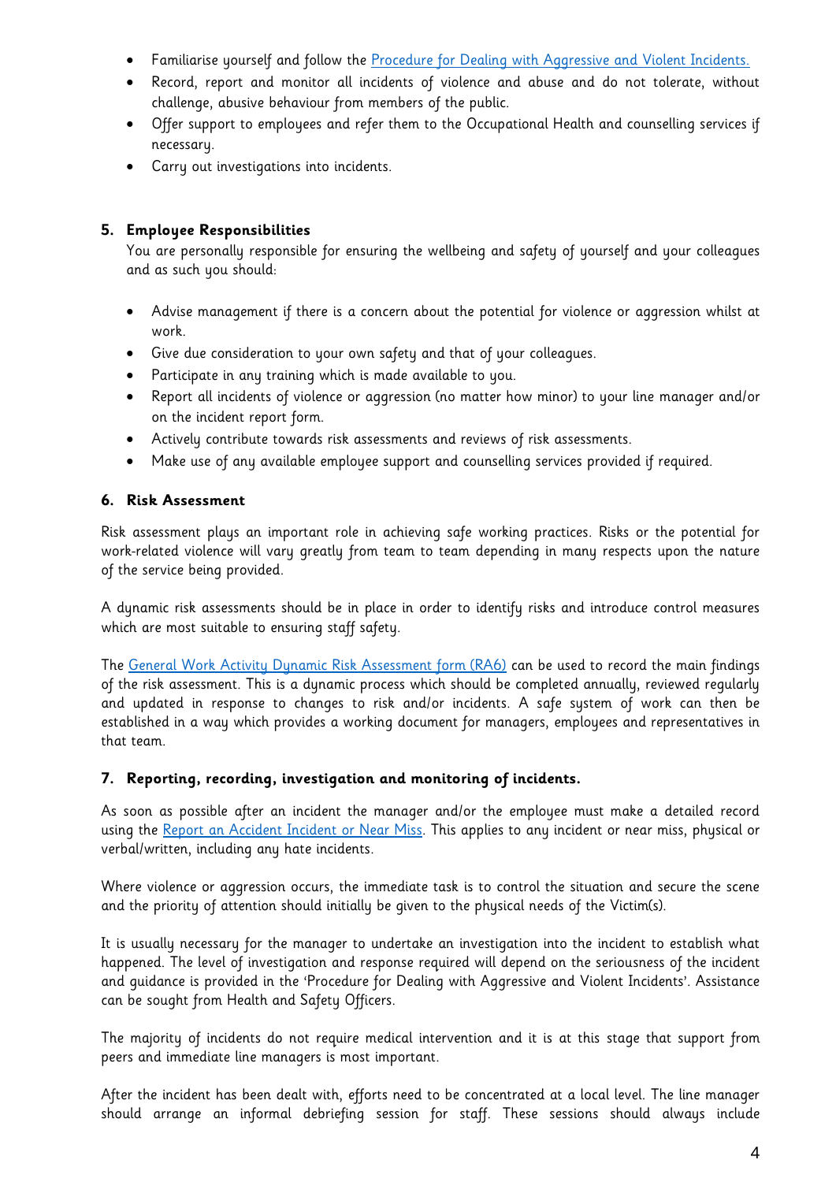- Familiarise yourself and follow the [Procedure for Dealing with Aggressive and Violent Incidents.]()
- Record, report and monitor all incidents of violence and abuse and do not tolerate, without challenge, abusive behaviour from members of the public.
- Offer support to employees and refer them to the Occupational Health and counselling services if necessary.
- Carry out investigations into incidents.

## 5. Employee Responsibilities

You are personally responsible for ensuring the wellbeing and safety of yourself and your colleagues and as such you should:

- Advise management if there is a concern about the potential for violence or aggression whilst at work.
- Give due consideration to your own safety and that of your colleagues.
- Participate in any training which is made available to you.
- Report all incidents of violence or aggression (no matter how minor) to your line manager and/or on the incident report form.
- Actively contribute towards risk assessments and reviews of risk assessments.
- Make use of any available employee support and counselling services provided if required.

## 6. Risk Assessment

Risk assessment plays an important role in achieving safe working practices. Risks or the potential for work-related violence will vary greatly from team to team depending in many respects upon the nature of the service being provided.

A dynamic risk assessments should be in place in order to identify risks and introduce control measures which are most suitable to ensuring staff safety.

The [General Work Activity Dynamic Risk Assessment form (RA6)]() can be used to record the main findings of the risk assessment. This is a dynamic process which should be completed annually, reviewed regularly and updated in response to changes to risk and/or incidents. A safe system of work can then be established in a way which provides a working document for managers, employees and representatives in that team.

## 7. Reporting, recording, investigation and monitoring of incidents.

As soon as possible after an incident the manager and/or the employee must make a detailed record using the [Report an Accident Incident or Near Miss](). This applies to any incident or near miss, physical or verbal/written, including any hate incidents.

Where violence or aggression occurs, the immediate task is to control the situation and secure the scene and the priority of attention should initially be given to the physical needs of the Victim(s).

It is usually necessary for the manager to undertake an investigation into the incident to establish what happened. The level of investigation and response required will depend on the seriousness of the incident and guidance is provided in the 'Procedure for Dealing with Aggressive and Violent Incidents'. Assistance can be sought from Health and Safety Officers.

The majority of incidents do not require medical intervention and it is at this stage that support from peers and immediate line managers is most important.

After the incident has been dealt with, efforts need to be concentrated at a local level. The line manager should arrange an informal debriefing session for staff. These sessions should always include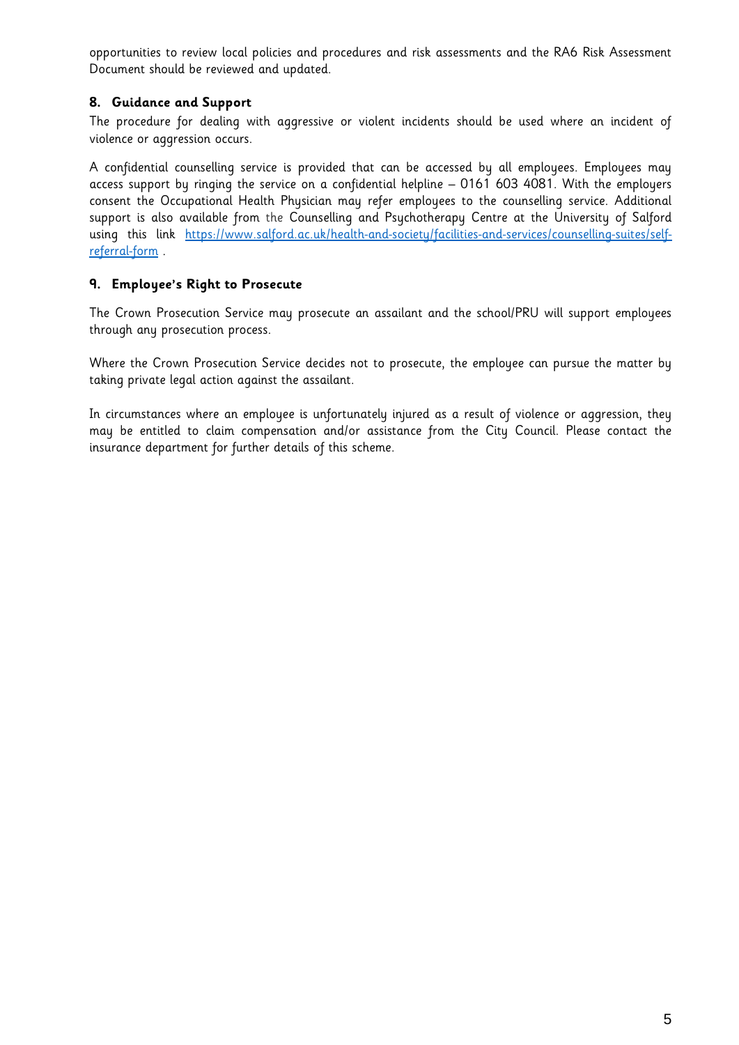opportunities to review local policies and procedures and risk assessments and the RA6 Risk Assessment Document should be reviewed and updated.

## 8. Guidance and Support

The procedure for dealing with aggressive or violent incidents should be used where an incident of violence or aggression occurs.

A confidential counselling service is provided that can be accessed by all employees. Employees may access support by ringing the service on a confidential helpline – 0161 603 4081. With the employers consent the Occupational Health Physician may refer employees to the counselling service. Additional support is also available from the Counselling and Psychotherapy Centre at the University of Salford using this link [https://www.salford.ac.uk/health-and-society/facilities-and-services/counselling-suites/self-referral-form](https://www.salford.ac.uk/health-and-society/facilities-and-services/counselling-suites/self-referral-form) .

## 9. Employee's Right to Prosecute

The Crown Prosecution Service may prosecute an assailant and the school/PRU will support employees through any prosecution process.

Where the Crown Prosecution Service decides not to prosecute, the employee can pursue the matter by taking private legal action against the assailant.

In circumstances where an employee is unfortunately injured as a result of violence or aggression, they may be entitled to claim compensation and/or assistance from the City Council. Please contact the insurance department for further details of this scheme.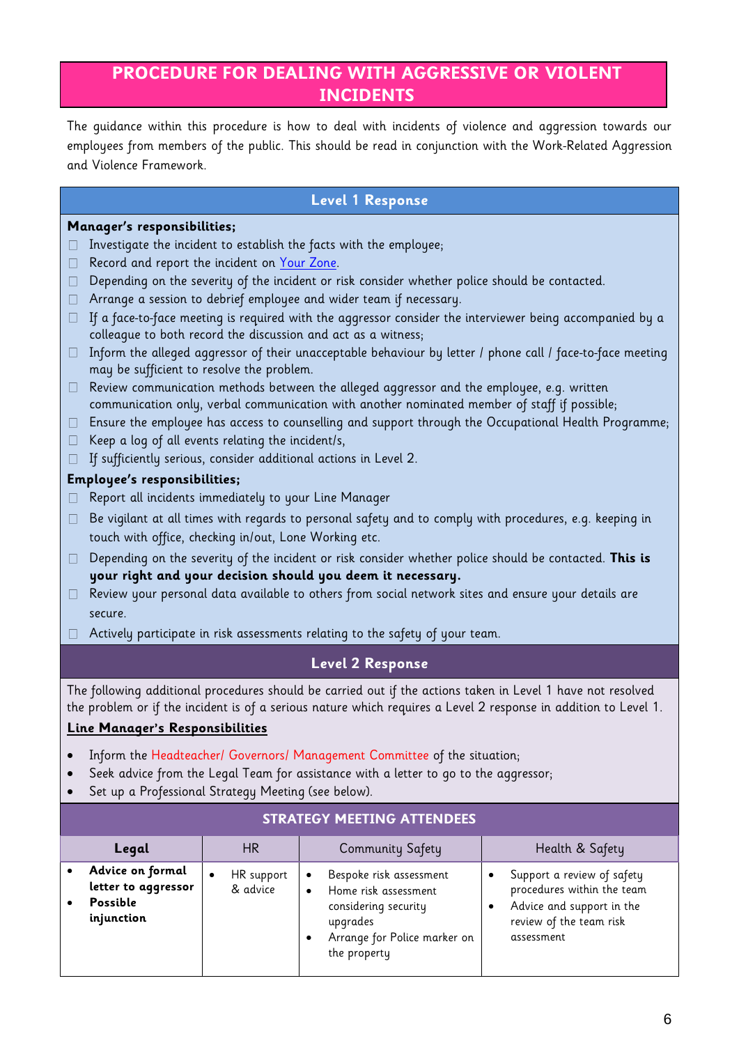# PROCEDURE FOR DEALING WITH AGGRESSIVE OR VIOLENT INCIDENTS

The guidance within this procedure is how to deal with incidents of violence and aggression towards our employees from members of the public. This should be read in conjunction with the Work-Related Aggression and Violence Framework.

## Level 1 Response

**Manager's responsibilities;**

- Investigate the incident to establish the facts with the employee;
- Record and report the incident on Your Zone.
- Depending on the severity of the incident or risk consider whether police should be contacted.
- Arrange a session to debrief employee and wider team if necessary.
- If a face-to-face meeting is required with the aggressor consider the interviewer being accompanied by a colleague to both record the discussion and act as a witness;
- Inform the alleged aggressor of their unacceptable behaviour by letter / phone call / face-to-face meeting may be sufficient to resolve the problem.
- Review communication methods between the alleged aggressor and the employee, e.g. written communication only, verbal communication with another nominated member of staff if possible;
- Ensure the employee has access to counselling and support through the Occupational Health Programme;
- Keep a log of all events relating the incident/s,
- If sufficiently serious, consider additional actions in Level 2.

**Employee's responsibilities;**

- Report all incidents immediately to your Line Manager
- Be vigilant at all times with regards to personal safety and to comply with procedures, e.g. keeping in touch with office, checking in/out, Lone Working etc.
- Depending on the severity of the incident or risk consider whether police should be contacted. **This is your right and your decision should you deem it necessary.**
- Review your personal data available to others from social network sites and ensure your details are secure.
- Actively participate in risk assessments relating to the safety of your team.

## Level 2 Response

The following additional procedures should be carried out if the actions taken in Level 1 have not resolved the problem or if the incident is of a serious nature which requires a Level 2 response in addition to Level 1.

**Line Manager's Responsibilities**

- Inform the Headteacher/ Governors/ Management Committee of the situation;
- Seek advice from the Legal Team for assistance with a letter to go to the aggressor;
- Set up a Professional Strategy Meeting (see below).

**STRATEGY MEETING ATTENDEES**

| **Legal** | HR | Community Safety | Health & Safety |
|---|---|---|---|
| • **Advice on formal letter to aggressor**<br>• **Possible injunction** | • HR support & advice | • Bespoke risk assessment<br>• Home risk assessment considering security upgrades<br>• Arrange for Police marker on the property | • Support a review of safety procedures within the team<br>• Advice and support in the review of the team risk assessment |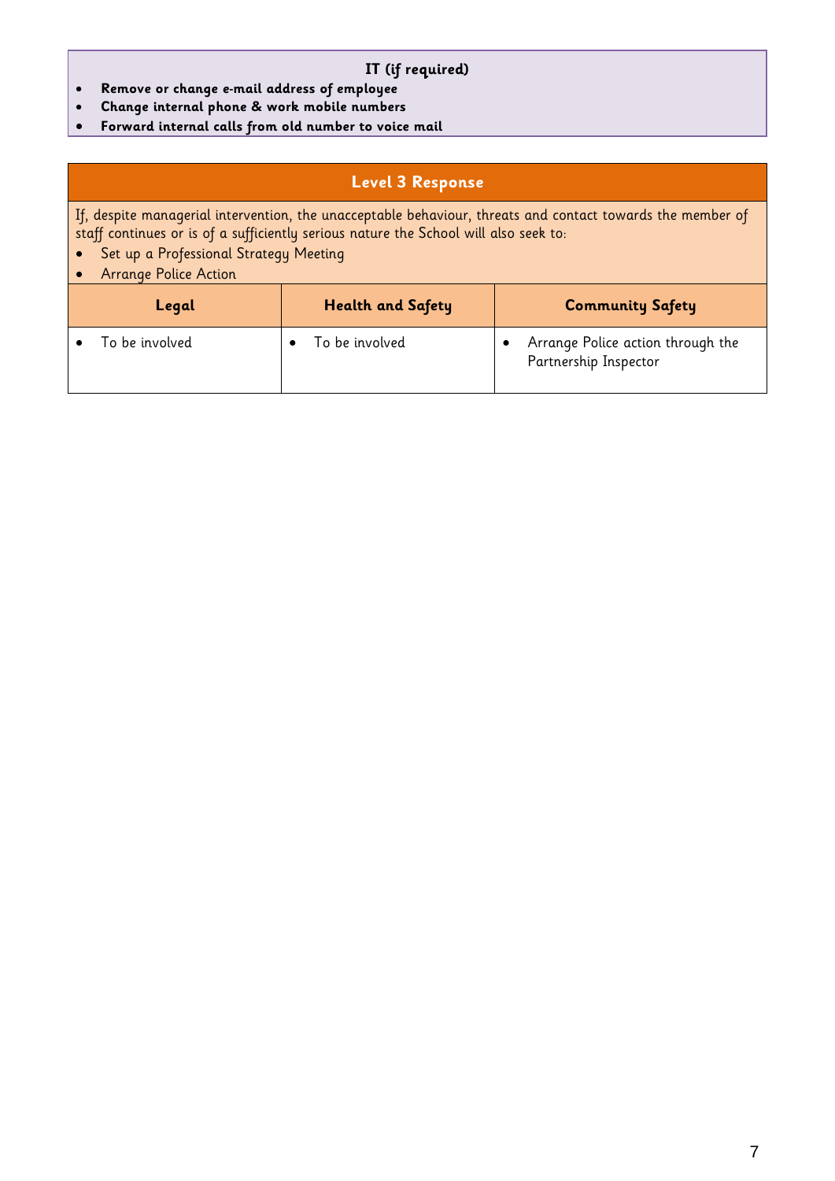**IT (if required)**

- **Remove or change e-mail address of employee**
- **Change internal phone & work mobile numbers**
- **Forward internal calls from old number to voice mail**

## Level 3 Response

If, despite managerial intervention, the unacceptable behaviour, threats and contact towards the member of staff continues or is of a sufficiently serious nature the School will also seek to:

- Set up a Professional Strategy Meeting
- Arrange Police Action

| Legal | Health and Safety | Community Safety |
|---|---|---|
| • To be involved | • To be involved | • Arrange Police action through the Partnership Inspector |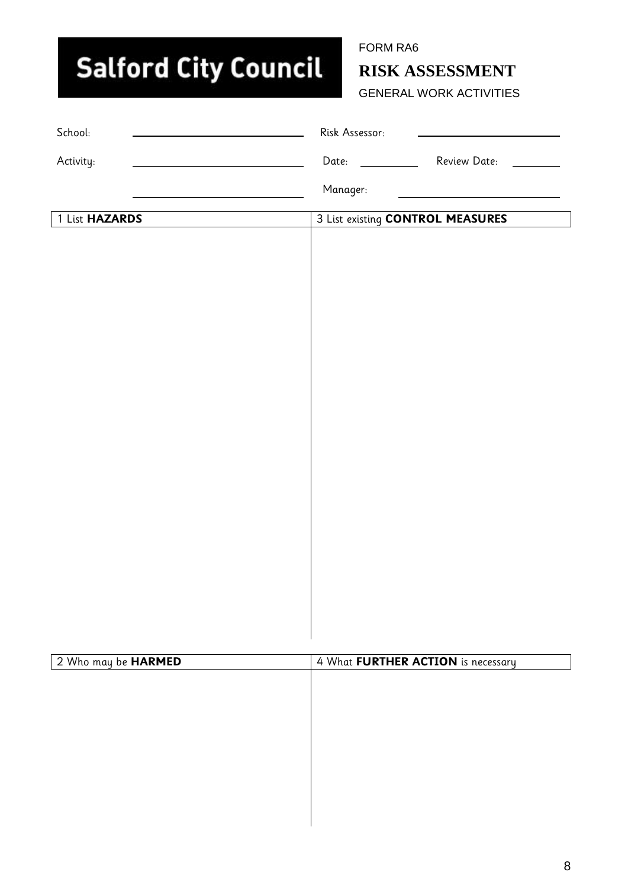Salford City Council

FORM RA6

# RISK ASSESSMENT

GENERAL WORK ACTIVITIES

School: ____________________ Risk Assessor: ____________________

Activity: ____________________ Date: __________ Review Date: __________

____________________ Manager: ____________________

| 1 List **HAZARDS** | 3 List existing **CONTROL MEASURES** |
| --- | --- |
| | |

| 2 Who may be **HARMED** | 4 What **FURTHER ACTION** is necessary |
| --- | --- |
| | |